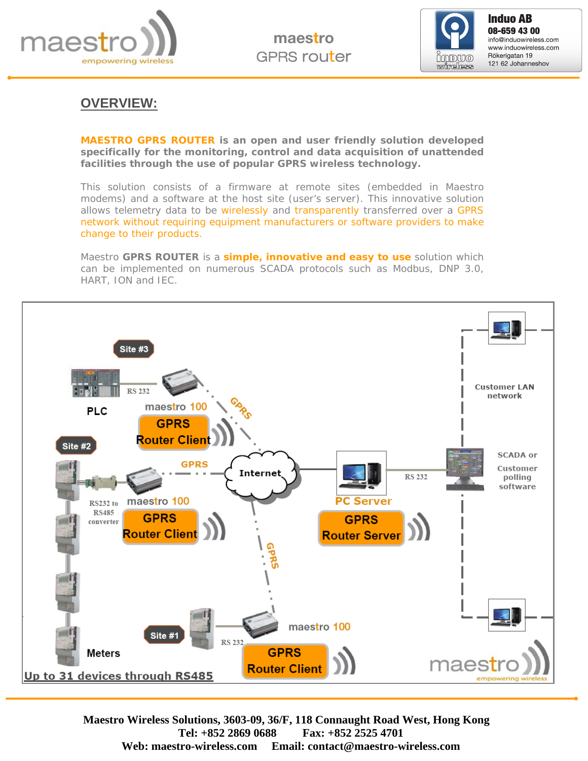# OVERVIEW:

**MAESTRO GPRS ROUTER is an open and user friendly solution developed specifically for the monitoring, control and data acquisition of unattended facilities through the use of popular GPRS wireless technology.**

This solution consists of a firmware at remote sites (embedded in Maestro modems) and a software at the host site (user's server). This innovative solution allows telemetry data to be wirelessly and transparently transferred over a GPRS network without requiring equipment manufacturers or software providers to make change to their products.

Maestro **GPRS ROUTER** is a **simple, innovative and easy to use** solution which can be implemented on numerous SCADA protocols such as Modbus, DNP 3.0, HART, ION and IEC.

Site #3 · PLC · RS 232 · maestro 100 · GPRS Router Client · GPRS

Site #2 · RS232 to RS485 converter · maestro 100 · GPRS Router Client · GPRS

Internet

PC Server · GPRS Router Server · RS 232 · SCADA or Customer polling software · Customer LAN network

Site #1 · Meters · RS 232 · maestro 100 · GPRS Router Client · GPRS

Up to 31 devices through RS485

**Maestro Wireless Solutions, 3603-09, 36/F, 118 Connaught Road West, Hong Kong**
**Tel: +852 2869 0688 Fax: +852 2525 4701**
**Web: maestro-wireless.com Email: contact@maestro-wireless.com**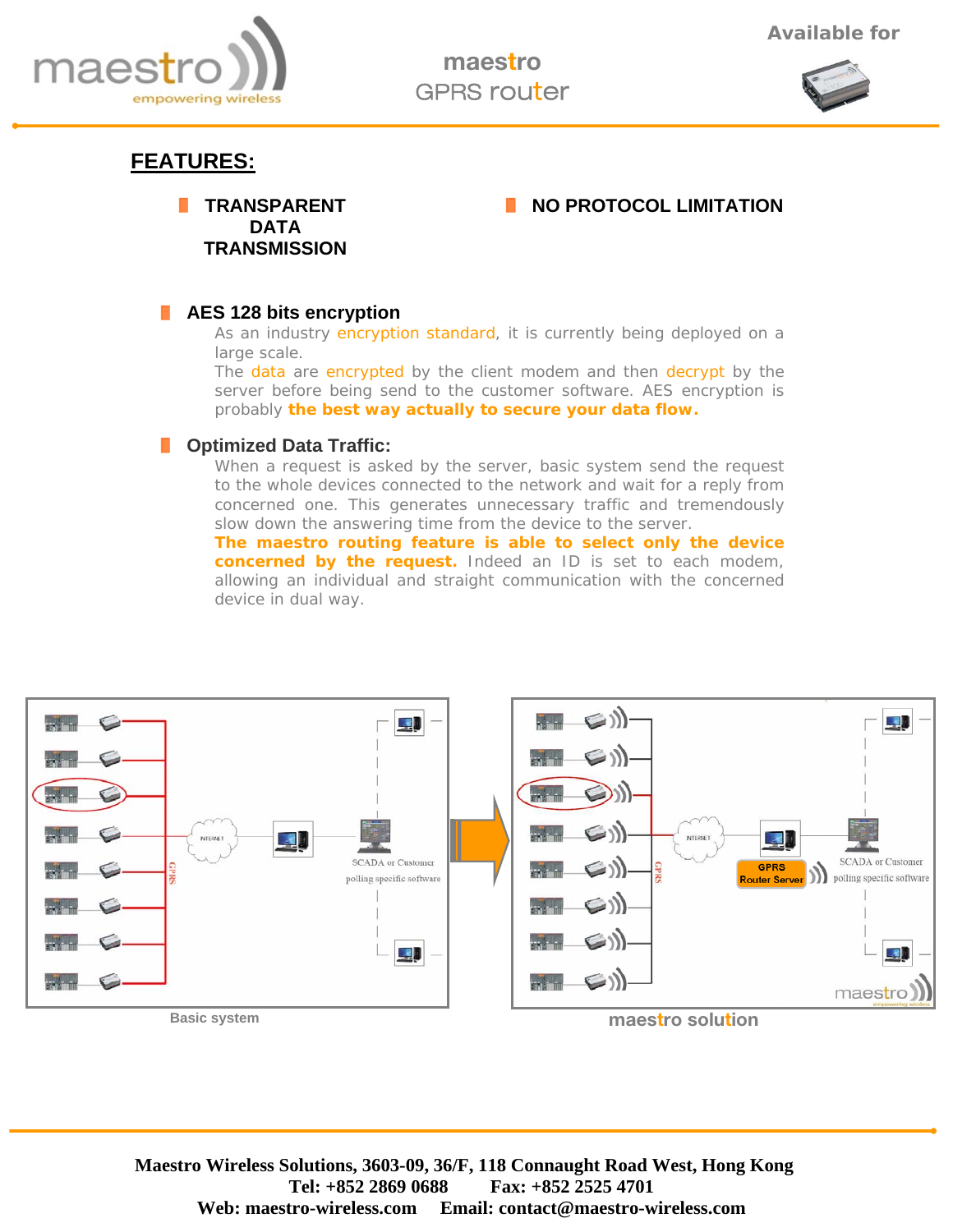# FEATURES:

- **TRANSPARENT DATA TRANSMISSION**
- **NO PROTOCOL LIMITATION**

- **AES 128 bits encryption**

  As an industry encryption standard, it is currently being deployed on a large scale.
  The data are encrypted by the client modem and then decrypt by the server before being send to the customer software. AES encryption is probably **the best way actually to secure your data flow.**

- **Optimized Data Traffic:**

  When a request is asked by the server, basic system send the request to the whole devices connected to the network and wait for a reply from concerned one. This generates unnecessary traffic and tremendously slow down the answering time from the device to the server.
  **The maestro routing feature is able to select only the device concerned by the request.** Indeed an ID is set to each modem, allowing an individual and straight communication with the concerned device in dual way.

Basic system

maestro solution

**Maestro Wireless Solutions, 3603-09, 36/F, 118 Connaught Road West, Hong Kong**
**Tel: +852 2869 0688 Fax: +852 2525 4701**
**Web: maestro-wireless.com Email: contact@maestro-wireless.com**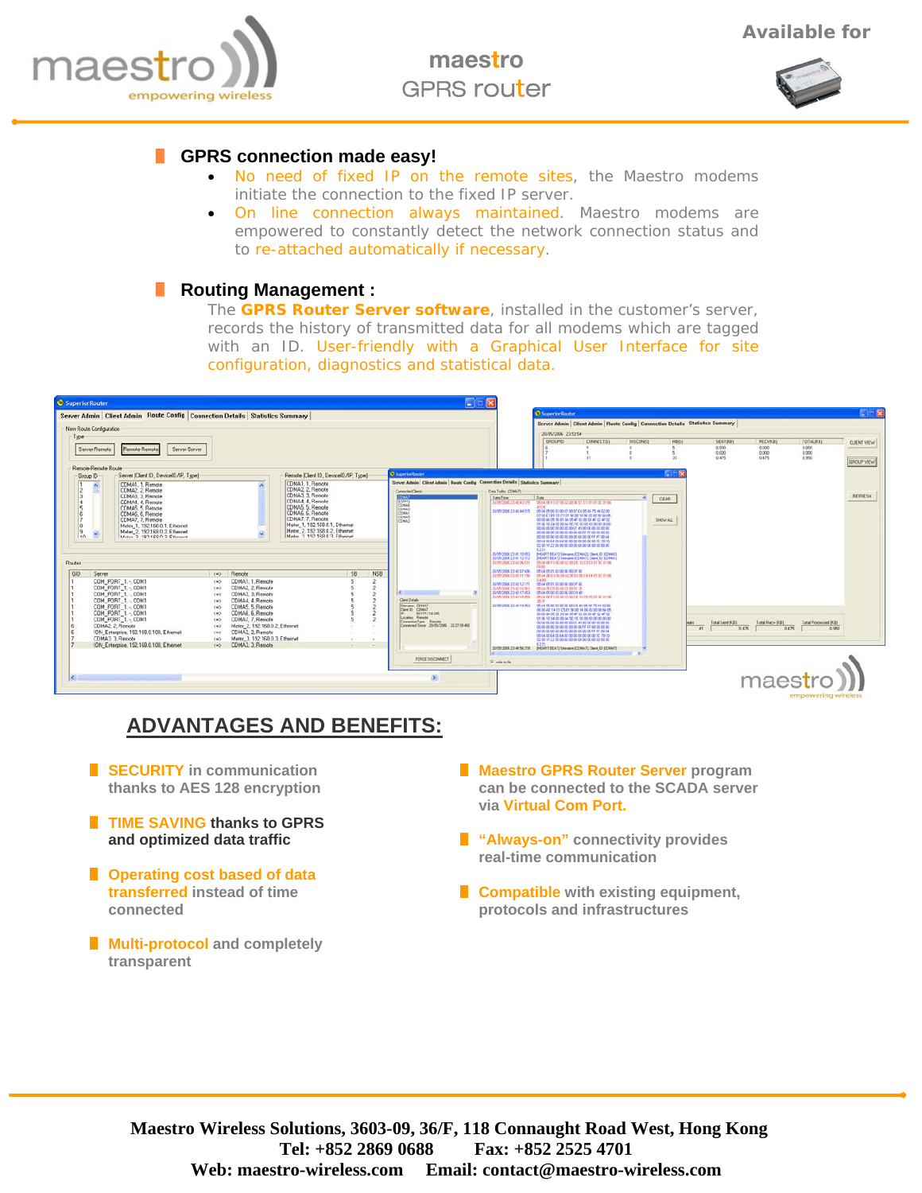## GPRS connection made easy!

- No need of fixed IP on the remote sites, the Maestro modems initiate the connection to the fixed IP server.
- On line connection always maintained. Maestro modems are empowered to constantly detect the network connection status and to re-attached automatically if necessary.

## Routing Management :

The **GPRS Router Server software**, installed in the customer's server, records the history of transmitted data for all modems which are tagged with an ID. User-friendly with a Graphical User Interface for site configuration, diagnostics and statistical data.

## ADVANTAGES AND BENEFITS:

- **SECURITY in communication thanks to AES 128 encryption**
- **TIME SAVING thanks to GPRS and optimized data traffic**
- **Operating cost based of data transferred instead of time connected**
- **Multi-protocol and completely transparent**
- **Maestro GPRS Router Server program can be connected to the SCADA server via Virtual Com Port.**
- **"Always-on" connectivity provides real-time communication**
- **Compatible with existing equipment, protocols and infrastructures**

**Maestro Wireless Solutions, 3603-09, 36/F, 118 Connaught Road West, Hong Kong**
**Tel: +852 2869 0688 Fax: +852 2525 4701**
**Web: maestro-wireless.com Email: contact@maestro-wireless.com**